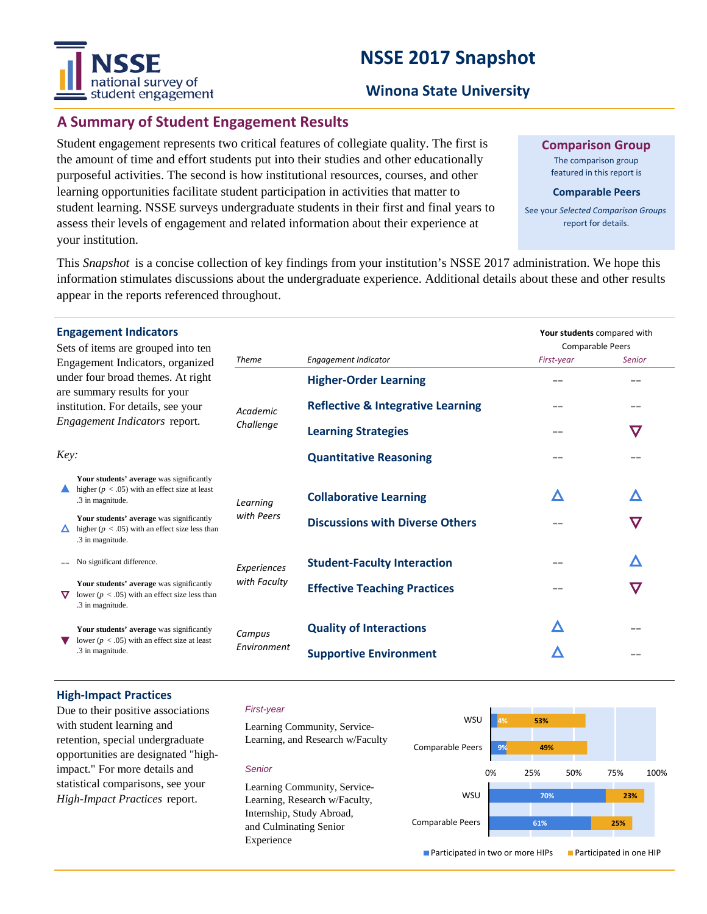# NSSE 2017 Snapshot

## Winona State University

## A Summary of Student Engagement Results

Student engagement represents two critical features of collegiate quality. The first is the amount of time and effort students put into their studies and other educationally purposeful activities. The second is how institutional resources, courses, and other learning opportunities facilitate student participation in activities that matter to student learning. NSSE surveys undergraduate students in their first and final years to assess their levels of engagement and related information about their experience at your institution.

**Comparison Group**

The comparison group featured in this report is

**Comparable Peers**

See your *Selected Comparison Groups* report for details.

This *Snapshot* is a concise collection of key findings from your institution's NSSE 2017 administration. We hope this information stimulates discussions about the undergraduate experience. Additional details about these and other results appear in the reports referenced throughout.

### Engagement Indicators

Sets of items are grouped into ten Engagement Indicators, organized under four broad themes. At right are summary results for your institution. For details, see your *Engagement Indicators* report.

**Your students** compared with Comparable Peers

| Theme | Engagement Indicator | First-year | Senior |
|---|---|---|---|
| Academic Challenge | Higher-Order Learning | -- | -- |
| | Reflective & Integrative Learning | -- | -- |
| | Learning Strategies | -- | ▽ |
| | Quantitative Reasoning | -- | -- |
| Learning with Peers | Collaborative Learning | △ | △ |
| | Discussions with Diverse Others | -- | ▽ |
| Experiences with Faculty | Student-Faculty Interaction | -- | △ |
| | Effective Teaching Practices | -- | ▽ |
| Campus Environment | Quality of Interactions | △ | -- |
| | Supportive Environment | △ | -- |

*Key:*

- ▲ **Your students' average** was significantly higher ($p < .05$) with an effect size at least .3 in magnitude.
- △ **Your students' average** was significantly higher ($p < .05$) with an effect size less than .3 in magnitude.
- -- No significant difference.
- ▽ **Your students' average** was significantly lower ($p < .05$) with an effect size less than .3 in magnitude.
- ▼ **Your students' average** was significantly lower ($p < .05$) with an effect size at least .3 in magnitude.

### High-Impact Practices

Due to their positive associations with student learning and retention, special undergraduate opportunities are designated "high-impact." For more details and statistical comparisons, see your *High-Impact Practices* report.

*First-year*

Learning Community, Service-Learning, and Research w/Faculty

*Senior*

Learning Community, Service-Learning, Research w/Faculty, Internship, Study Abroad, and Culminating Senior Experience

| | | Participated in two or more HIPs | Participated in one HIP |
|---|---|---|---|
| First-year | WSU | 4% | 53% |
| | Comparable Peers | 9% | 49% |
| Senior | WSU | 70% | 23% |
| | Comparable Peers | 61% | 25% |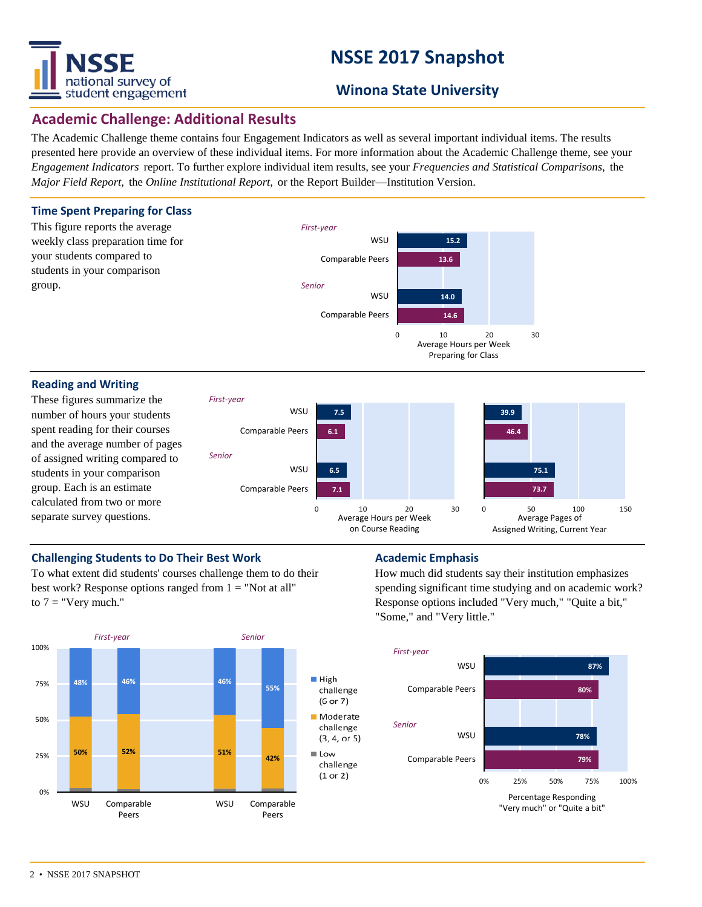# NSSE 2017 Snapshot

## Winona State University

## Academic Challenge: Additional Results

The Academic Challenge theme contains four Engagement Indicators as well as several important individual items. The results presented here provide an overview of these individual items. For more information about the Academic Challenge theme, see your *Engagement Indicators* report. To further explore individual item results, see your *Frequencies and Statistical Comparisons,* the *Major Field Report,* the *Online Institutional Report,* or the Report Builder—Institution Version.

### Time Spent Preparing for Class

This figure reports the average weekly class preparation time for your students compared to students in your comparison group.

| | | Average Hours per Week Preparing for Class |
|---|---|---|
| *First-year* | WSU | 15.2 |
| | Comparable Peers | 13.6 |
| *Senior* | WSU | 14.0 |
| | Comparable Peers | 14.6 |

### Reading and Writing

These figures summarize the number of hours your students spent reading for their courses and the average number of pages of assigned writing compared to students in your comparison group. Each is an estimate calculated from two or more separate survey questions.

| | | Average Hours per Week on Course Reading | Average Pages of Assigned Writing, Current Year |
|---|---|---|---|
| *First-year* | WSU | 7.5 | 39.9 |
| | Comparable Peers | 6.1 | 46.4 |
| *Senior* | WSU | 6.5 | 75.1 |
| | Comparable Peers | 7.1 | 73.7 |

### Challenging Students to Do Their Best Work

To what extent did students' courses challenge them to do their best work? Response options ranged from 1 = "Not at all" to 7 = "Very much."

| | | High challenge (6 or 7) | Moderate challenge (3, 4, or 5) |
|---|---|---|---|
| *First-year* | WSU | 48% | 50% |
| | Comparable Peers | 46% | 52% |
| *Senior* | WSU | 46% | 51% |
| | Comparable Peers | 55% | 42% |

Low challenge (1 or 2)

### Academic Emphasis

How much did students say their institution emphasizes spending significant time studying and on academic work? Response options included "Very much," "Quite a bit," "Some," and "Very little."

| | | Percentage Responding "Very much" or "Quite a bit" |
|---|---|---|
| *First-year* | WSU | 87% |
| | Comparable Peers | 80% |
| *Senior* | WSU | 78% |
| | Comparable Peers | 79% |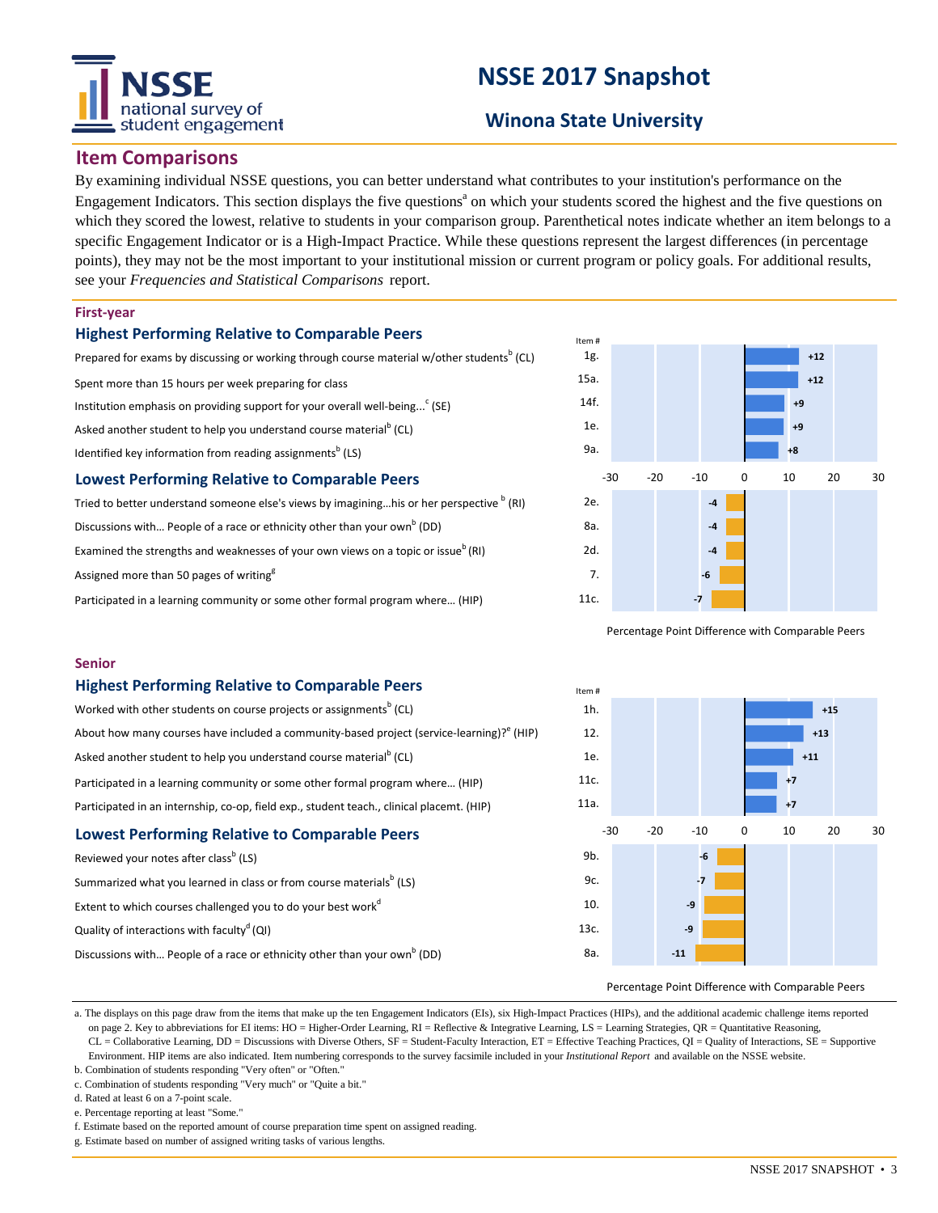# NSSE 2017 Snapshot

## Winona State University

## Item Comparisons

By examining individual NSSE questions, you can better understand what contributes to your institution's performance on the Engagement Indicators. This section displays the five questions[a] on which your students scored the highest and the five questions on which they scored the lowest, relative to students in your comparison group. Parenthetical notes indicate whether an item belongs to a specific Engagement Indicator or is a High-Impact Practice. While these questions represent the largest differences (in percentage points), they may not be the most important to your institutional mission or current program or policy goals. For additional results, see your *Frequencies and Statistical Comparisons* report.

### First-year

#### Highest Performing Relative to Comparable Peers

| Item | Item # | Percentage Point Difference with Comparable Peers |
|---|---|---|
| Prepared for exams by discussing or working through course material w/other students[b] (CL) | 1g. | +12 |
| Spent more than 15 hours per week preparing for class | 15a. | +12 |
| Institution emphasis on providing support for your overall well-being...[c] (SE) | 14f. | +9 |
| Asked another student to help you understand course material[b] (CL) | 1e. | +9 |
| Identified key information from reading assignments[b] (LS) | 9a. | +8 |

#### Lowest Performing Relative to Comparable Peers

| Item | Item # | Percentage Point Difference with Comparable Peers |
|---|---|---|
| Tried to better understand someone else's views by imagining...his or her perspective[b] (RI) | 2e. | -4 |
| Discussions with... People of a race or ethnicity other than your own[b] (DD) | 8a. | -4 |
| Examined the strengths and weaknesses of your own views on a topic or issue[b] (RI) | 2d. | -4 |
| Assigned more than 50 pages of writing[g] | 7. | -6 |
| Participated in a learning community or some other formal program where... (HIP) | 11c. | -7 |

### Senior

#### Highest Performing Relative to Comparable Peers

| Item | Item # | Percentage Point Difference with Comparable Peers |
|---|---|---|
| Worked with other students on course projects or assignments[b] (CL) | 1h. | +15 |
| About how many courses have included a community-based project (service-learning)?[e] (HIP) | 12. | +13 |
| Asked another student to help you understand course material[b] (CL) | 1e. | +11 |
| Participated in a learning community or some other formal program where... (HIP) | 11c. | +7 |
| Participated in an internship, co-op, field exp., student teach., clinical placemt. (HIP) | 11a. | +7 |

#### Lowest Performing Relative to Comparable Peers

| Item | Item # | Percentage Point Difference with Comparable Peers |
|---|---|---|
| Reviewed your notes after class[b] (LS) | 9b. | -6 |
| Summarized what you learned in class or from course materials[b] (LS) | 9c. | -7 |
| Extent to which courses challenged you to do your best work[d] | 10. | -9 |
| Quality of interactions with faculty[d] (QI) | 13c. | -9 |
| Discussions with... People of a race or ethnicity other than your own[b] (DD) | 8a. | -11 |

a. The displays on this page draw from the items that make up the ten Engagement Indicators (EIs), six High-Impact Practices (HIPs), and the additional academic challenge items reported on page 2. Key to abbreviations for EI items: HO = Higher-Order Learning, RI = Reflective & Integrative Learning, LS = Learning Strategies, QR = Quantitative Reasoning, CL = Collaborative Learning, DD = Discussions with Diverse Others, SF = Student-Faculty Interaction, ET = Effective Teaching Practices, QI = Quality of Interactions, SE = Supportive Environment. HIP items are also indicated. Item numbering corresponds to the survey facsimile included in your *Institutional Report* and available on the NSSE website.
b. Combination of students responding "Very often" or "Often."
c. Combination of students responding "Very much" or "Quite a bit."
d. Rated at least 6 on a 7-point scale.
e. Percentage reporting at least "Some."
f. Estimate based on the reported amount of course preparation time spent on assigned reading.
g. Estimate based on number of assigned writing tasks of various lengths.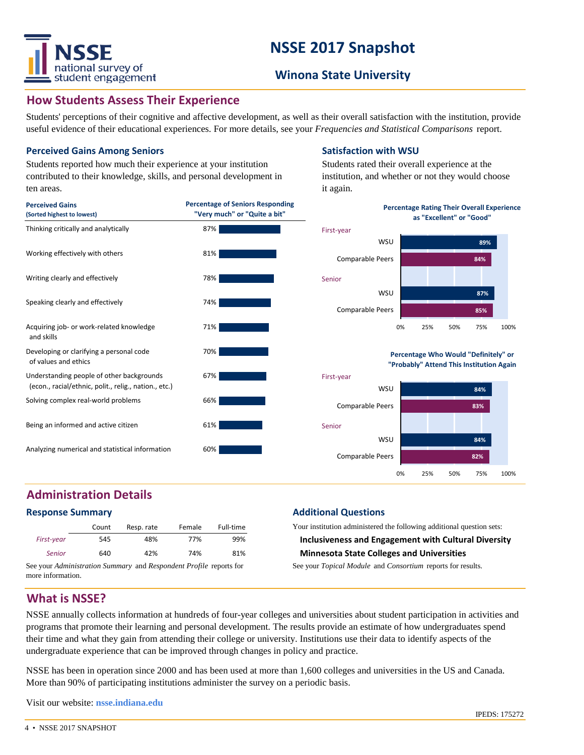# NSSE 2017 Snapshot

## Winona State University

## How Students Assess Their Experience

Students' perceptions of their cognitive and affective development, as well as their overall satisfaction with the institution, provide useful evidence of their educational experiences. For more details, see your *Frequencies and Statistical Comparisons* report.

### Perceived Gains Among Seniors

Students reported how much their experience at your institution contributed to their knowledge, skills, and personal development in ten areas.

Perceived Gains (Sorted highest to lowest)

Percentage of Seniors Responding "Very much" or "Quite a bit"

Thinking critically and analytically 87%
Working effectively with others 81%
Writing clearly and effectively 78%
Speaking clearly and effectively 74%
Acquiring job- or work-related knowledge and skills 71%
Developing or clarifying a personal code of values and ethics 70%
Understanding people of other backgrounds (econ., racial/ethnic, polit., relig., nation., etc.) 67%
Solving complex real-world problems 66%
Being an informed and active citizen 61%
Analyzing numerical and statistical information 60%

### Satisfaction with WSU

Students rated their overall experience at the institution, and whether or not they would choose it again.

Percentage Rating Their Overall Experience as "Excellent" or "Good"

First-year
WSU 89%
Comparable Peers 84%
Senior
WSU 87%
Comparable Peers 85%

0% 25% 50% 75% 100%

Percentage Who Would "Definitely" or "Probably" Attend This Institution Again

First-year
WSU 84%
Comparable Peers 83%
Senior
WSU 84%
Comparable Peers 82%

0% 25% 50% 75% 100%

## Administration Details

### Response Summary

| | Count | Resp. rate | Female | Full-time |
|---|---|---|---|---|
| *First-year* | 545 | 48% | 77% | 99% |
| *Senior* | 640 | 42% | 74% | 81% |

See your *Administration Summary* and *Respondent Profile* reports for more information.

### Additional Questions

Your institution administered the following additional question sets:

**Inclusiveness and Engagement with Cultural Diversity**

**Minnesota State Colleges and Universities**

See your *Topical Module* and *Consortium* reports for results.

## What is NSSE?

NSSE annually collects information at hundreds of four-year colleges and universities about student participation in activities and programs that promote their learning and personal development. The results provide an estimate of how undergraduates spend their time and what they gain from attending their college or university. Institutions use their data to identify aspects of the undergraduate experience that can be improved through changes in policy and practice.

NSSE has been in operation since 2000 and has been used at more than 1,600 colleges and universities in the US and Canada. More than 90% of participating institutions administer the survey on a periodic basis.

Visit our website: **nsse.indiana.edu**

IPEDS: 175272